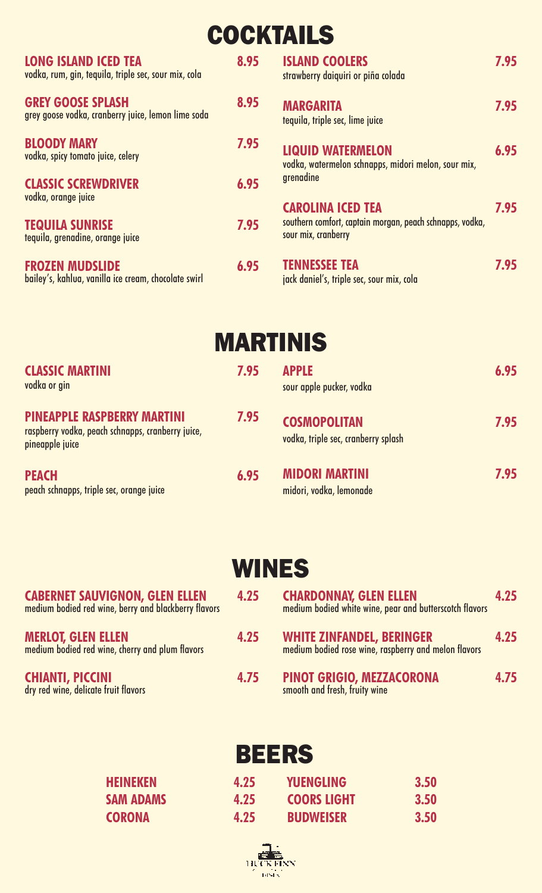# COCKTAILS

**LONG ISLAND ICED TEA** 8.95
vodka, rum, gin, tequila, triple sec, sour mix, cola

**GREY GOOSE SPLASH** 8.95
grey goose vodka, cranberry juice, lemon lime soda

**BLOODY MARY** 7.95
vodka, spicy tomato juice, celery

**CLASSIC SCREWDRIVER** 6.95
vodka, orange juice

**TEQUILA SUNRISE** 7.95
tequila, grenadine, orange juice

**FROZEN MUDSLIDE** 6.95
bailey's, kahlua, vanilla ice cream, chocolate swirl

**ISLAND COOLERS** 7.95
strawberry daiquiri or piña colada

**MARGARITA** 7.95
tequila, triple sec, lime juice

**LIQUID WATERMELON** 6.95
vodka, watermelon schnapps, midori melon, sour mix, grenadine

**CAROLINA ICED TEA** 7.95
southern comfort, captain morgan, peach schnapps, vodka, sour mix, cranberry

**TENNESSEE TEA** 7.95
jack daniel's, triple sec, sour mix, cola

# MARTINIS

**CLASSIC MARTINI** 7.95
vodka or gin

**PINEAPPLE RASPBERRY MARTINI** 7.95
raspberry vodka, peach schnapps, cranberry juice, pineapple juice

**PEACH** 6.95
peach schnapps, triple sec, orange juice

**APPLE** 6.95
sour apple pucker, vodka

**COSMOPOLITAN** 7.95
vodka, triple sec, cranberry splash

**MIDORI MARTINI** 7.95
midori, vodka, lemonade

# WINES

**CABERNET SAUVIGNON, GLEN ELLEN** 4.25
medium bodied red wine, berry and blackberry flavors

**MERLOT, GLEN ELLEN** 4.25
medium bodied red wine, cherry and plum flavors

**CHIANTI, PICCINI** 4.75
dry red wine, delicate fruit flavors

**CHARDONNAY, GLEN ELLEN** 4.25
medium bodied white wine, pear and butterscotch flavors

**WHITE ZINFANDEL, BERINGER** 4.25
medium bodied rose wine, raspberry and melon flavors

**PINOT GRIGIO, MEZZACORONA** 4.75
smooth and fresh, fruity wine

# BEERS

| | | | |
|---|---|---|---|
| **HEINEKEN** | 4.25 | **YUENGLING** | 3.50 |
| **SAM ADAMS** | 4.25 | **COORS LIGHT** | 3.50 |
| **CORONA** | 4.25 | **BUDWEISER** | 3.50 |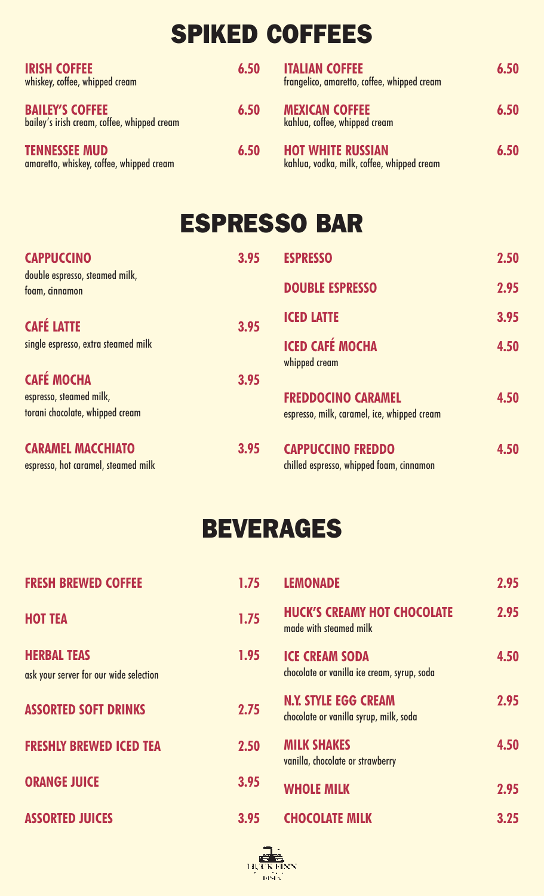# SPIKED COFFEES

**IRISH COFFEE** 6.50
whiskey, coffee, whipped cream

**BAILEY'S COFFEE** 6.50
bailey's irish cream, coffee, whipped cream

**TENNESSEE MUD** 6.50
amaretto, whiskey, coffee, whipped cream

**ITALIAN COFFEE** 6.50
frangelico, amaretto, coffee, whipped cream

**MEXICAN COFFEE** 6.50
kahlua, coffee, whipped cream

**HOT WHITE RUSSIAN** 6.50
kahlua, vodka, milk, coffee, whipped cream

# ESPRESSO BAR

**CAPPUCCINO** 3.95
double espresso, steamed milk, foam, cinnamon

**CAFÉ LATTE** 3.95
single espresso, extra steamed milk

**CAFÉ MOCHA** 3.95
espresso, steamed milk, torani chocolate, whipped cream

**CARAMEL MACCHIATO** 3.95
espresso, hot caramel, steamed milk

**ESPRESSO** 2.50

**DOUBLE ESPRESSO** 2.95

**ICED LATTE** 3.95

**ICED CAFÉ MOCHA** 4.50
whipped cream

**FREDDOCINO CARAMEL** 4.50
espresso, milk, caramel, ice, whipped cream

**CAPPUCCINO FREDDO** 4.50
chilled espresso, whipped foam, cinnamon

# BEVERAGES

**FRESH BREWED COFFEE** 1.75

**HOT TEA** 1.75

**HERBAL TEAS** 1.95
ask your server for our wide selection

**ASSORTED SOFT DRINKS** 2.75

**FRESHLY BREWED ICED TEA** 2.50

**ORANGE JUICE** 3.95

**ASSORTED JUICES** 3.95

**LEMONADE** 2.95

**HUCK'S CREAMY HOT CHOCOLATE** 2.95
made with steamed milk

**ICE CREAM SODA** 4.50
chocolate or vanilla ice cream, syrup, soda

**N.Y. STYLE EGG CREAM** 2.95
chocolate or vanilla syrup, milk, soda

**MILK SHAKES** 4.50
vanilla, chocolate or strawberry

**WHOLE MILK** 2.95

**CHOCOLATE MILK** 3.25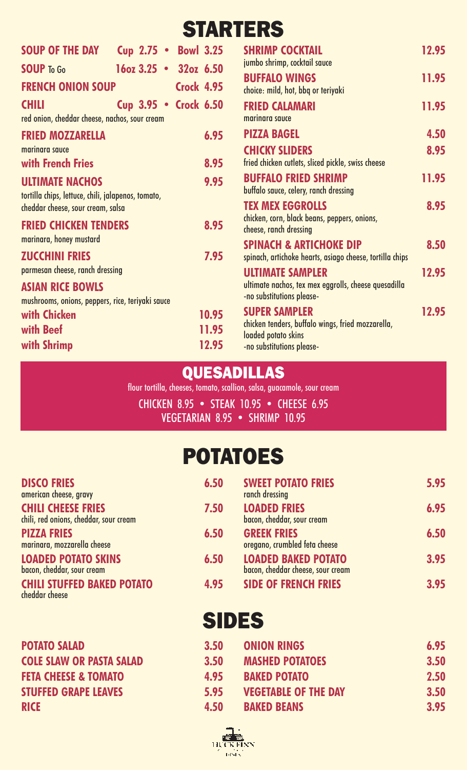# STARTERS

**SOUP OF THE DAY** Cup 2.75 • Bowl 3.25

**SOUP** To Go 16oz 3.25 • 32oz 6.50

**FRENCH ONION SOUP** Crock 4.95

**CHILI** Cup 3.95 • Crock 6.50
red onion, cheddar cheese, nachos, sour cream

**FRIED MOZZARELLA** 6.95
marinara sauce

**with French Fries** 8.95

**ULTIMATE NACHOS** 9.95
tortilla chips, lettuce, chili, jalapenos, tomato, cheddar cheese, sour cream, salsa

**FRIED CHICKEN TENDERS** 8.95
marinara, honey mustard

**ZUCCHINI FRIES** 7.95
parmesan cheese, ranch dressing

**ASIAN RICE BOWLS**
mushrooms, onions, peppers, rice, teriyaki sauce

**with Chicken** 10.95

**with Beef** 11.95

**with Shrimp** 12.95

**SHRIMP COCKTAIL** 12.95
jumbo shrimp, cocktail sauce

**BUFFALO WINGS** 11.95
choice: mild, hot, bbq or teriyaki

**FRIED CALAMARI** 11.95
marinara sauce

**PIZZA BAGEL** 4.50

**CHICKY SLIDERS** 8.95
fried chicken cutlets, sliced pickle, swiss cheese

**BUFFALO FRIED SHRIMP** 11.95
buffalo sauce, celery, ranch dressing

**TEX MEX EGGROLLS** 8.95
chicken, corn, black beans, peppers, onions, cheese, ranch dressing

**SPINACH & ARTICHOKE DIP** 8.50
spinach, artichoke hearts, asiago cheese, tortilla chips

**ULTIMATE SAMPLER** 12.95
ultimate nachos, tex mex eggrolls, cheese quesadilla
-no substitutions please-

**SUPER SAMPLER** 12.95
chicken tenders, buffalo wings, fried mozzarella, loaded potato skins
-no substitutions please-

# QUESADILLAS

flour tortilla, cheeses, tomato, scallion, salsa, guacamole, sour cream

CHICKEN 8.95 • STEAK 10.95 • CHEESE 6.95
VEGETARIAN 8.95 • SHRIMP 10.95

# POTATOES

**DISCO FRIES** 6.50
american cheese, gravy

**CHILI CHEESE FRIES** 7.50
chili, red onions, cheddar, sour cream

**PIZZA FRIES** 6.50
marinara, mozzarella cheese

**LOADED POTATO SKINS** 6.50
bacon, cheddar, sour cream

**CHILI STUFFED BAKED POTATO** 4.95
cheddar cheese

**SWEET POTATO FRIES** 5.95
ranch dressing

**LOADED FRIES** 6.95
bacon, cheddar, sour cream

**GREEK FRIES** 6.50
oregano, crumbled feta cheese

**LOADED BAKED POTATO** 3.95
bacon, cheddar cheese, sour cream

**SIDE OF FRENCH FRIES** 3.95

# SIDES

| | | | |
|---|---|---|---|
| **POTATO SALAD** | 3.50 | **ONION RINGS** | 6.95 |
| **COLE SLAW OR PASTA SALAD** | 3.50 | **MASHED POTATOES** | 3.50 |
| **FETA CHEESE & TOMATO** | 4.95 | **BAKED POTATO** | 2.50 |
| **STUFFED GRAPE LEAVES** | 5.95 | **VEGETABLE OF THE DAY** | 3.50 |
| **RICE** | 4.50 | **BAKED BEANS** | 3.95 |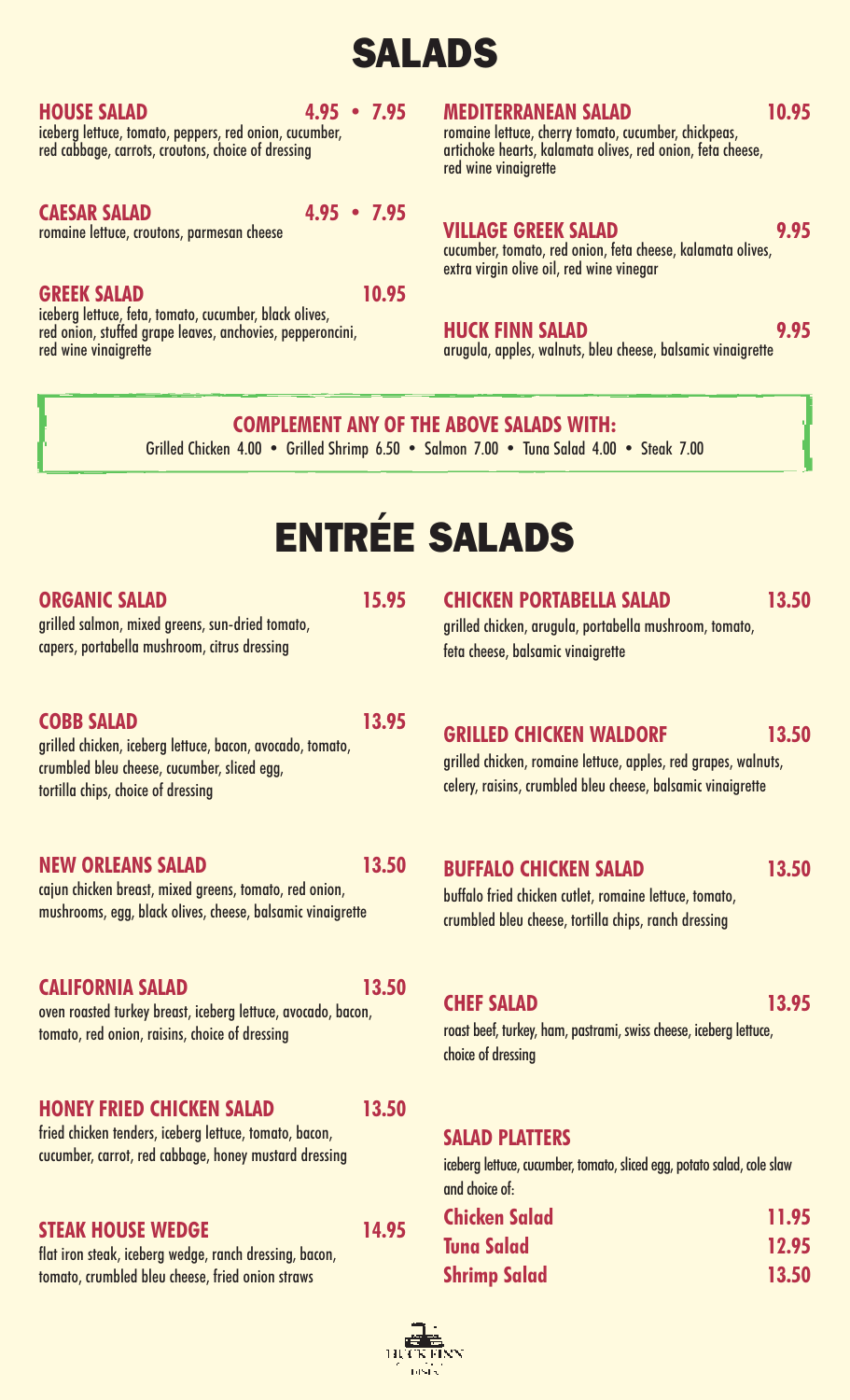# SALADS

**HOUSE SALAD** 4.95 • 7.95
iceberg lettuce, tomato, peppers, red onion, cucumber, red cabbage, carrots, croutons, choice of dressing

**CAESAR SALAD** 4.95 • 7.95
romaine lettuce, croutons, parmesan cheese

**GREEK SALAD** 10.95
iceberg lettuce, feta, tomato, cucumber, black olives, red onion, stuffed grape leaves, anchovies, pepperoncini, red wine vinaigrette

**MEDITERRANEAN SALAD** 10.95
romaine lettuce, cherry tomato, cucumber, chickpeas, artichoke hearts, kalamata olives, red onion, feta cheese, red wine vinaigrette

**VILLAGE GREEK SALAD** 9.95
cucumber, tomato, red onion, feta cheese, kalamata olives, extra virgin olive oil, red wine vinegar

**HUCK FINN SALAD** 9.95
arugula, apples, walnuts, bleu cheese, balsamic vinaigrette

**COMPLEMENT ANY OF THE ABOVE SALADS WITH:**
Grilled Chicken 4.00 • Grilled Shrimp 6.50 • Salmon 7.00 • Tuna Salad 4.00 • Steak 7.00

# ENTRÉE SALADS

**ORGANIC SALAD** 15.95
grilled salmon, mixed greens, sun-dried tomato, capers, portabella mushroom, citrus dressing

**COBB SALAD** 13.95
grilled chicken, iceberg lettuce, bacon, avocado, tomato, crumbled bleu cheese, cucumber, sliced egg, tortilla chips, choice of dressing

**NEW ORLEANS SALAD** 13.50
cajun chicken breast, mixed greens, tomato, red onion, mushrooms, egg, black olives, cheese, balsamic vinaigrette

**CALIFORNIA SALAD** 13.50
oven roasted turkey breast, iceberg lettuce, avocado, bacon, tomato, red onion, raisins, choice of dressing

**HONEY FRIED CHICKEN SALAD** 13.50
fried chicken tenders, iceberg lettuce, tomato, bacon, cucumber, carrot, red cabbage, honey mustard dressing

**STEAK HOUSE WEDGE** 14.95
flat iron steak, iceberg wedge, ranch dressing, bacon, tomato, crumbled bleu cheese, fried onion straws

**CHICKEN PORTABELLA SALAD** 13.50
grilled chicken, arugula, portabella mushroom, tomato, feta cheese, balsamic vinaigrette

**GRILLED CHICKEN WALDORF** 13.50
grilled chicken, romaine lettuce, apples, red grapes, walnuts, celery, raisins, crumbled bleu cheese, balsamic vinaigrette

**BUFFALO CHICKEN SALAD** 13.50
buffalo fried chicken cutlet, romaine lettuce, tomato, crumbled bleu cheese, tortilla chips, ranch dressing

**CHEF SALAD** 13.95
roast beef, turkey, ham, pastrami, swiss cheese, iceberg lettuce, choice of dressing

**SALAD PLATTERS**
iceberg lettuce, cucumber, tomato, sliced egg, potato salad, cole slaw and choice of:

**Chicken Salad** 11.95
**Tuna Salad** 12.95
**Shrimp Salad** 13.50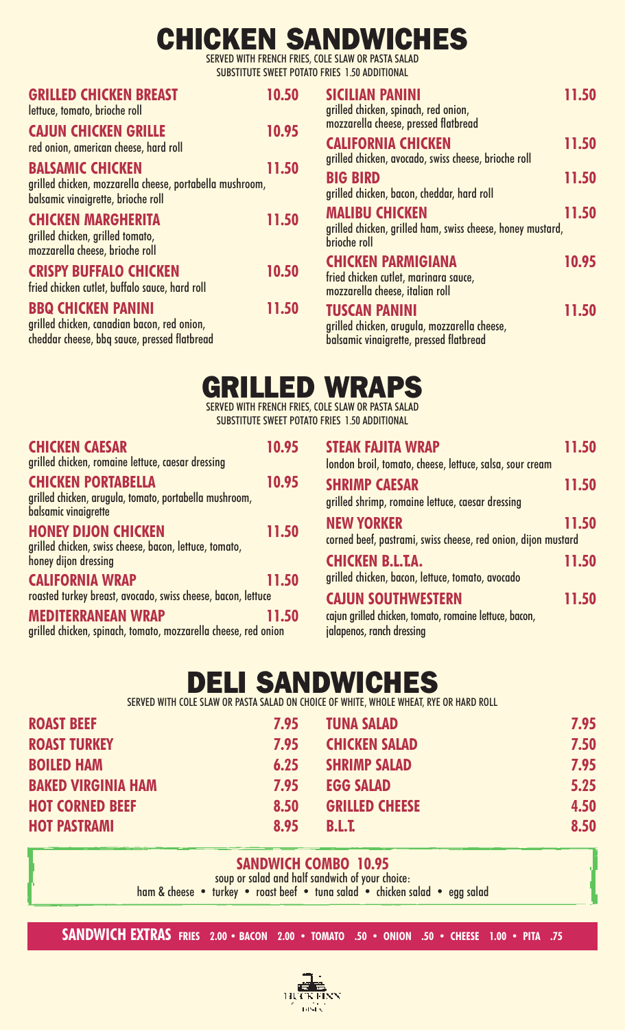# CHICKEN SANDWICHES

SERVED WITH FRENCH FRIES, COLE SLAW OR PASTA SALAD
SUBSTITUTE SWEET POTATO FRIES 1.50 ADDITIONAL

**GRILLED CHICKEN BREAST** 10.50
lettuce, tomato, brioche roll

**CAJUN CHICKEN GRILLE** 10.95
red onion, american cheese, hard roll

**BALSAMIC CHICKEN** 11.50
grilled chicken, mozzarella cheese, portabella mushroom, balsamic vinaigrette, brioche roll

**CHICKEN MARGHERITA** 11.50
grilled chicken, grilled tomato, mozzarella cheese, brioche roll

**CRISPY BUFFALO CHICKEN** 10.50
fried chicken cutlet, buffalo sauce, hard roll

**BBQ CHICKEN PANINI** 11.50
grilled chicken, canadian bacon, red onion, cheddar cheese, bbq sauce, pressed flatbread

**SICILIAN PANINI** 11.50
grilled chicken, spinach, red onion, mozzarella cheese, pressed flatbread

**CALIFORNIA CHICKEN** 11.50
grilled chicken, avocado, swiss cheese, brioche roll

**BIG BIRD** 11.50
grilled chicken, bacon, cheddar, hard roll

**MALIBU CHICKEN** 11.50
grilled chicken, grilled ham, swiss cheese, honey mustard, brioche roll

**CHICKEN PARMIGIANA** 10.95
fried chicken cutlet, marinara sauce, mozzarella cheese, italian roll

**TUSCAN PANINI** 11.50
grilled chicken, arugula, mozzarella cheese, balsamic vinaigrette, pressed flatbread

# GRILLED WRAPS

SERVED WITH FRENCH FRIES, COLE SLAW OR PASTA SALAD
SUBSTITUTE SWEET POTATO FRIES 1.50 ADDITIONAL

**CHICKEN CAESAR** 10.95
grilled chicken, romaine lettuce, caesar dressing

**CHICKEN PORTABELLA** 10.95
grilled chicken, arugula, tomato, portabella mushroom, balsamic vinaigrette

**HONEY DIJON CHICKEN** 11.50
grilled chicken, swiss cheese, bacon, lettuce, tomato, honey dijon dressing

**CALIFORNIA WRAP** 11.50
roasted turkey breast, avocado, swiss cheese, bacon, lettuce

**MEDITERRANEAN WRAP** 11.50
grilled chicken, spinach, tomato, mozzarella cheese, red onion

**STEAK FAJITA WRAP** 11.50
london broil, tomato, cheese, lettuce, salsa, sour cream

**SHRIMP CAESAR** 11.50
grilled shrimp, romaine lettuce, caesar dressing

**NEW YORKER** 11.50
corned beef, pastrami, swiss cheese, red onion, dijon mustard

**CHICKEN B.L.T.A.** 11.50
grilled chicken, bacon, lettuce, tomato, avocado

**CAJUN SOUTHWESTERN** 11.50
cajun grilled chicken, tomato, romaine lettuce, bacon, jalapenos, ranch dressing

# DELI SANDWICHES

SERVED WITH COLE SLAW OR PASTA SALAD ON CHOICE OF WHITE, WHOLE WHEAT, RYE OR HARD ROLL

| | | | |
|---|---|---|---|
| **ROAST BEEF** | 7.95 | **TUNA SALAD** | 7.95 |
| **ROAST TURKEY** | 7.95 | **CHICKEN SALAD** | 7.50 |
| **BOILED HAM** | 6.25 | **SHRIMP SALAD** | 7.95 |
| **BAKED VIRGINIA HAM** | 7.95 | **EGG SALAD** | 5.25 |
| **HOT CORNED BEEF** | 8.50 | **GRILLED CHEESE** | 4.50 |
| **HOT PASTRAMI** | 8.95 | **B.L.T.** | 8.50 |

**SANDWICH COMBO 10.95**
soup or salad and half sandwich of your choice:
ham & cheese • turkey • roast beef • tuna salad • chicken salad • egg salad

**SANDWICH EXTRAS** FRIES 2.00 • BACON 2.00 • TOMATO .50 • ONION .50 • CHEESE 1.00 • PITA .75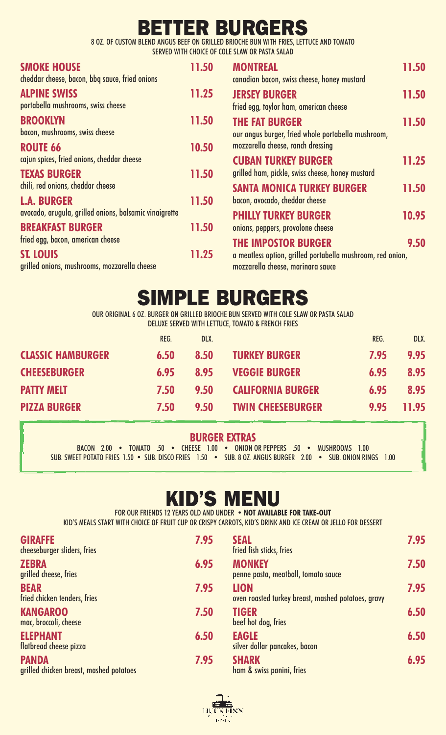# BETTER BURGERS

8 OZ. OF CUSTOM BLEND ANGUS BEEF ON GRILLED BRIOCHE BUN WITH FRIES, LETTUCE AND TOMATO
SERVED WITH CHOICE OF COLE SLAW OR PASTA SALAD

**SMOKE HOUSE** 11.50
cheddar cheese, bacon, bbq sauce, fried onions

**ALPINE SWISS** 11.25
portabella mushrooms, swiss cheese

**BROOKLYN** 11.50
bacon, mushrooms, swiss cheese

**ROUTE 66** 10.50
cajun spices, fried onions, cheddar cheese

**TEXAS BURGER** 11.50
chili, red onions, cheddar cheese

**L.A. BURGER** 11.50
avocado, arugula, grilled onions, balsamic vinaigrette

**BREAKFAST BURGER** 11.50
fried egg, bacon, american cheese

**ST. LOUIS** 11.25
grilled onions, mushrooms, mozzarella cheese

**MONTREAL** 11.50
canadian bacon, swiss cheese, honey mustard

**JERSEY BURGER** 11.50
fried egg, taylor ham, american cheese

**THE FAT BURGER** 11.50
our angus burger, fried whole portabella mushroom, mozzarella cheese, ranch dressing

**CUBAN TURKEY BURGER** 11.25
grilled ham, pickle, swiss cheese, honey mustard

**SANTA MONICA TURKEY BURGER** 11.50
bacon, avocado, cheddar cheese

**PHILLY TURKEY BURGER** 10.95
onions, peppers, provolone cheese

**THE IMPOSTOR BURGER** 9.50
a meatless option, grilled portabella mushroom, red onion, mozzarella cheese, marinara sauce

# SIMPLE BURGERS

OUR ORIGINAL 6 OZ. BURGER ON GRILLED BRIOCHE BUN SERVED WITH COLE SLAW OR PASTA SALAD
DELUXE SERVED WITH LETTUCE, TOMATO & FRENCH FRIES

| | REG. | DLX. |
|---|---|---|
| **CLASSIC HAMBURGER** | 6.50 | 8.50 |
| **CHEESEBURGER** | 6.95 | 8.95 |
| **PATTY MELT** | 7.50 | 9.50 |
| **PIZZA BURGER** | 7.50 | 9.50 |
| **TURKEY BURGER** | 7.95 | 9.95 |
| **VEGGIE BURGER** | 6.95 | 8.95 |
| **CALIFORNIA BURGER** | 6.95 | 8.95 |
| **TWIN CHEESEBURGER** | 9.95 | 11.95 |

### BURGER EXTRAS

BACON 2.00 • TOMATO .50 • CHEESE 1.00 • ONION OR PEPPERS .50 • MUSHROOMS 1.00
SUB. SWEET POTATO FRIES 1.50 • SUB. DISCO FRIES 1.50 • SUB. 8 OZ. ANGUS BURGER 2.00 • SUB. ONION RINGS 1.00

# KID'S MENU

FOR OUR FRIENDS 12 YEARS OLD AND UNDER • **NOT AVAILABLE FOR TAKE-OUT**
KID'S MEALS START WITH CHOICE OF FRUIT CUP OR CRISPY CARROTS, KID'S DRINK AND ICE CREAM OR JELLO FOR DESSERT

**GIRAFFE** 7.95
cheeseburger sliders, fries

**ZEBRA** 6.95
grilled cheese, fries

**BEAR** 7.95
fried chicken tenders, fries

**KANGAROO** 7.50
mac, broccoli, cheese

**ELEPHANT** 6.50
flatbread cheese pizza

**PANDA** 7.95
grilled chicken breast, mashed potatoes

**SEAL** 7.95
fried fish sticks, fries

**MONKEY** 7.50
penne pasta, meatball, tomato sauce

**LION** 7.95
oven roasted turkey breast, mashed potatoes, gravy

**TIGER** 6.50
beef hot dog, fries

**EAGLE** 6.50
silver dollar pancakes, bacon

**SHARK** 6.95
ham & swiss panini, fries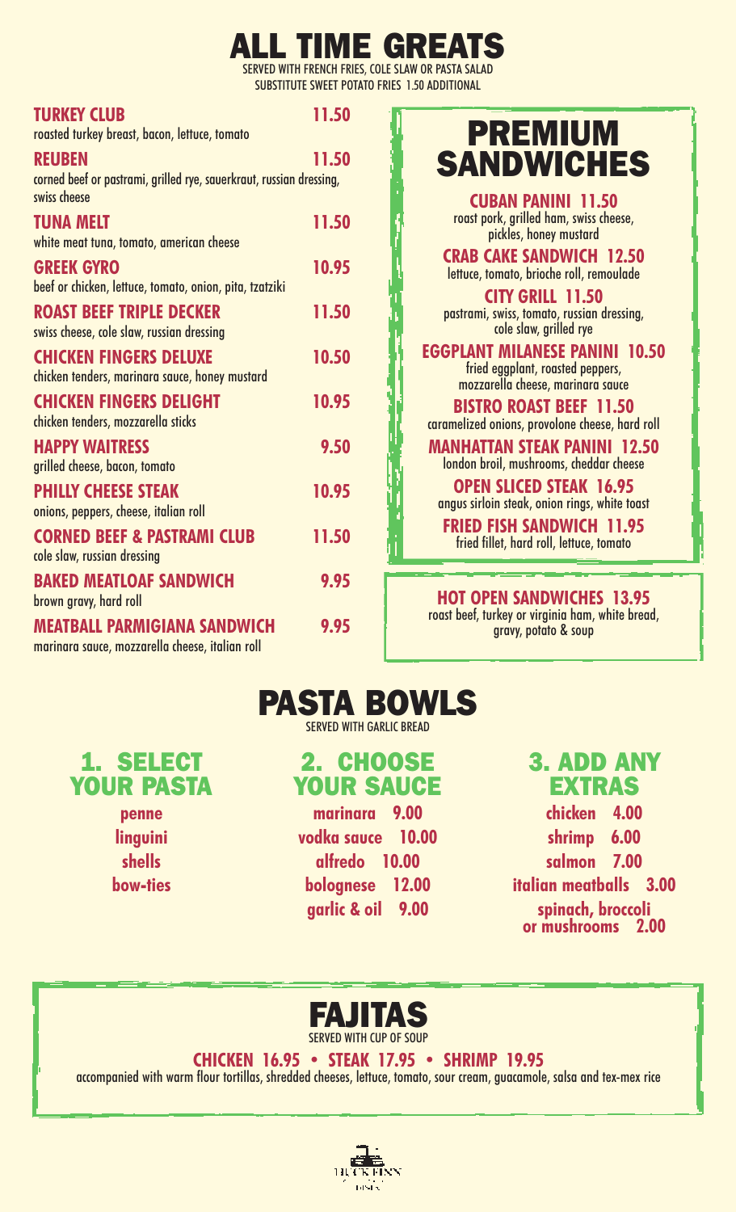# ALL TIME GREATS

SERVED WITH FRENCH FRIES, COLE SLAW OR PASTA SALAD
SUBSTITUTE SWEET POTATO FRIES 1.50 ADDITIONAL

**TURKEY CLUB** 11.50
roasted turkey breast, bacon, lettuce, tomato

**REUBEN** 11.50
corned beef or pastrami, grilled rye, sauerkraut, russian dressing, swiss cheese

**TUNA MELT** 11.50
white meat tuna, tomato, american cheese

**GREEK GYRO** 10.95
beef or chicken, lettuce, tomato, onion, pita, tzatziki

**ROAST BEEF TRIPLE DECKER** 11.50
swiss cheese, cole slaw, russian dressing

**CHICKEN FINGERS DELUXE** 10.50
chicken tenders, marinara sauce, honey mustard

**CHICKEN FINGERS DELIGHT** 10.95
chicken tenders, mozzarella sticks

**HAPPY WAITRESS** 9.50
grilled cheese, bacon, tomato

**PHILLY CHEESE STEAK** 10.95
onions, peppers, cheese, italian roll

**CORNED BEEF & PASTRAMI CLUB** 11.50
cole slaw, russian dressing

**BAKED MEATLOAF SANDWICH** 9.95
brown gravy, hard roll

**MEATBALL PARMIGIANA SANDWICH** 9.95
marinara sauce, mozzarella cheese, italian roll

# PREMIUM SANDWICHES

**CUBAN PANINI 11.50**
roast pork, grilled ham, swiss cheese, pickles, honey mustard

**CRAB CAKE SANDWICH 12.50**
lettuce, tomato, brioche roll, remoulade

**CITY GRILL 11.50**
pastrami, swiss, tomato, russian dressing, cole slaw, grilled rye

**EGGPLANT MILANESE PANINI 10.50**
fried eggplant, roasted peppers, mozzarella cheese, marinara sauce

**BISTRO ROAST BEEF 11.50**
caramelized onions, provolone cheese, hard roll

**MANHATTAN STEAK PANINI 12.50**
london broil, mushrooms, cheddar cheese

**OPEN SLICED STEAK 16.95**
angus sirloin steak, onion rings, white toast

**FRIED FISH SANDWICH 11.95**
fried fillet, hard roll, lettuce, tomato

**HOT OPEN SANDWICHES 13.95**
roast beef, turkey or virginia ham, white bread, gravy, potato & soup

# PASTA BOWLS

SERVED WITH GARLIC BREAD

## 1. SELECT YOUR PASTA

- penne
- linguini
- shells
- bow-ties

## 2. CHOOSE YOUR SAUCE

- marinara 9.00
- vodka sauce 10.00
- alfredo 10.00
- bolognese 12.00
- garlic & oil 9.00

## 3. ADD ANY EXTRAS

- chicken 4.00
- shrimp 6.00
- salmon 7.00
- italian meatballs 3.00
- spinach, broccoli or mushrooms 2.00

# FAJITAS

SERVED WITH CUP OF SOUP

**CHICKEN 16.95 • STEAK 17.95 • SHRIMP 19.95**

accompanied with warm flour tortillas, shredded cheeses, lettuce, tomato, sour cream, guacamole, salsa and tex-mex rice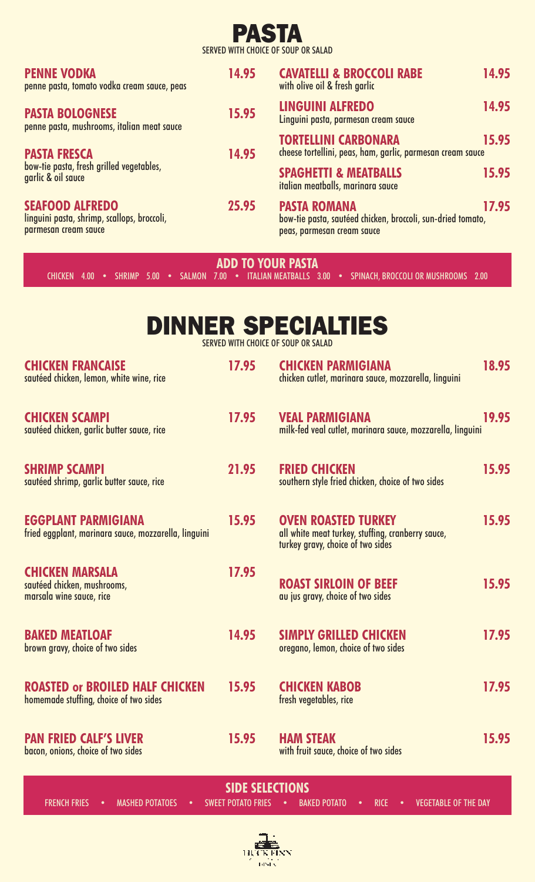# PASTA

SERVED WITH CHOICE OF SOUP OR SALAD

**PENNE VODKA** 14.95
penne pasta, tomato vodka cream sauce, peas

**PASTA BOLOGNESE** 15.95
penne pasta, mushrooms, italian meat sauce

**PASTA FRESCA** 14.95
bow-tie pasta, fresh grilled vegetables, garlic & oil sauce

**SEAFOOD ALFREDO** 25.95
linguini pasta, shrimp, scallops, broccoli, parmesan cream sauce

**CAVATELLI & BROCCOLI RABE** 14.95
with olive oil & fresh garlic

**LINGUINI ALFREDO** 14.95
Linguini pasta, parmesan cream sauce

**TORTELLINI CARBONARA** 15.95
cheese tortellini, peas, ham, garlic, parmesan cream sauce

**SPAGHETTI & MEATBALLS** 15.95
italian meatballs, marinara sauce

**PASTA ROMANA** 17.95
bow-tie pasta, sautéed chicken, broccoli, sun-dried tomato, peas, parmesan cream sauce

## ADD TO YOUR PASTA

CHICKEN 4.00 • SHRIMP 5.00 • SALMON 7.00 • ITALIAN MEATBALLS 3.00 • SPINACH, BROCCOLI OR MUSHROOMS 2.00

# DINNER SPECIALTIES

SERVED WITH CHOICE OF SOUP OR SALAD

**CHICKEN FRANCAISE** 17.95
sautéed chicken, lemon, white wine, rice

**CHICKEN SCAMPI** 17.95
sautéed chicken, garlic butter sauce, rice

**SHRIMP SCAMPI** 21.95
sautéed shrimp, garlic butter sauce, rice

**EGGPLANT PARMIGIANA** 15.95
fried eggplant, marinara sauce, mozzarella, linguini

**CHICKEN MARSALA** 17.95
sautéed chicken, mushrooms, marsala wine sauce, rice

**BAKED MEATLOAF** 14.95
brown gravy, choice of two sides

**ROASTED or BROILED HALF CHICKEN** 15.95
homemade stuffing, choice of two sides

**PAN FRIED CALF'S LIVER** 15.95
bacon, onions, choice of two sides

**CHICKEN PARMIGIANA** 18.95
chicken cutlet, marinara sauce, mozzarella, linguini

**VEAL PARMIGIANA** 19.95
milk-fed veal cutlet, marinara sauce, mozzarella, linguini

**FRIED CHICKEN** 15.95
southern style fried chicken, choice of two sides

**OVEN ROASTED TURKEY** 15.95
all white meat turkey, stuffing, cranberry sauce, turkey gravy, choice of two sides

**ROAST SIRLOIN OF BEEF** 15.95
au jus gravy, choice of two sides

**SIMPLY GRILLED CHICKEN** 17.95
oregano, lemon, choice of two sides

**CHICKEN KABOB** 17.95
fresh vegetables, rice

**HAM STEAK** 15.95
with fruit sauce, choice of two sides

## SIDE SELECTIONS

FRENCH FRIES • MASHED POTATOES • SWEET POTATO FRIES • BAKED POTATO • RICE • VEGETABLE OF THE DAY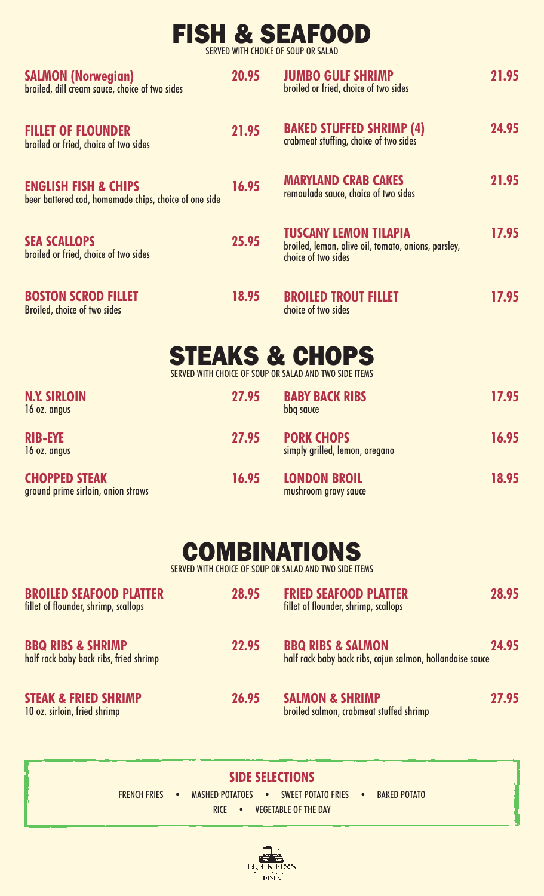# FISH & SEAFOOD

SERVED WITH CHOICE OF SOUP OR SALAD

**SALMON (Norwegian)** — **20.95**
broiled, dill cream sauce, choice of two sides

**FILLET OF FLOUNDER** — **21.95**
broiled or fried, choice of two sides

**ENGLISH FISH & CHIPS** — **16.95**
beer battered cod, homemade chips, choice of one side

**SEA SCALLOPS** — **25.95**
broiled or fried, choice of two sides

**BOSTON SCROD FILLET** — **18.95**
Broiled, choice of two sides

**JUMBO GULF SHRIMP** — **21.95**
broiled or fried, choice of two sides

**BAKED STUFFED SHRIMP (4)** — **24.95**
crabmeat stuffing, choice of two sides

**MARYLAND CRAB CAKES** — **21.95**
remoulade sauce, choice of two sides

**TUSCANY LEMON TILAPIA** — **17.95**
broiled, lemon, olive oil, tomato, onions, parsley, choice of two sides

**BROILED TROUT FILLET** — **17.95**
choice of two sides

# STEAKS & CHOPS

SERVED WITH CHOICE OF SOUP OR SALAD AND TWO SIDE ITEMS

**N.Y. SIRLOIN** — **27.95**
16 oz. angus

**RIB-EYE** — **27.95**
16 oz. angus

**CHOPPED STEAK** — **16.95**
ground prime sirloin, onion straws

**BABY BACK RIBS** — **17.95**
bbq sauce

**PORK CHOPS** — **16.95**
simply grilled, lemon, oregano

**LONDON BROIL** — **18.95**
mushroom gravy sauce

# COMBINATIONS

SERVED WITH CHOICE OF SOUP OR SALAD AND TWO SIDE ITEMS

**BROILED SEAFOOD PLATTER** — **28.95**
fillet of flounder, shrimp, scallops

**BBQ RIBS & SHRIMP** — **22.95**
half rack baby back ribs, fried shrimp

**STEAK & FRIED SHRIMP** — **26.95**
10 oz. sirloin, fried shrimp

**FRIED SEAFOOD PLATTER** — **28.95**
fillet of flounder, shrimp, scallops

**BBQ RIBS & SALMON** — **24.95**
half rack baby back ribs, cajun salmon, hollandaise sauce

**SALMON & SHRIMP** — **27.95**
broiled salmon, crabmeat stuffed shrimp

## SIDE SELECTIONS

FRENCH FRIES • MASHED POTATOES • SWEET POTATO FRIES • BAKED POTATO
RICE • VEGETABLE OF THE DAY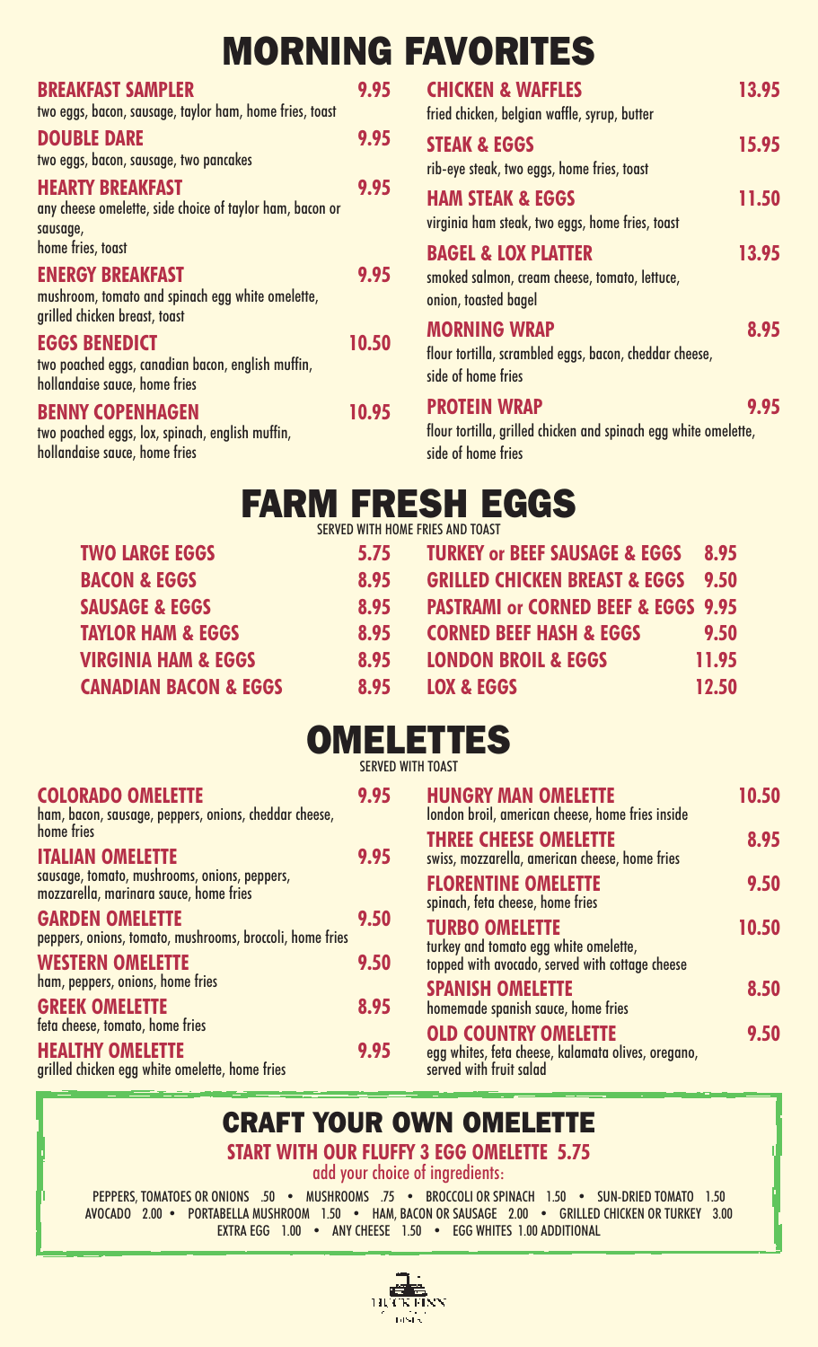# MORNING FAVORITES

**BREAKFAST SAMPLER** 9.95
two eggs, bacon, sausage, taylor ham, home fries, toast

**DOUBLE DARE** 9.95
two eggs, bacon, sausage, two pancakes

**HEARTY BREAKFAST** 9.95
any cheese omelette, side choice of taylor ham, bacon or sausage,
home fries, toast

**ENERGY BREAKFAST** 9.95
mushroom, tomato and spinach egg white omelette, grilled chicken breast, toast

**EGGS BENEDICT** 10.50
two poached eggs, canadian bacon, english muffin, hollandaise sauce, home fries

**BENNY COPENHAGEN** 10.95
two poached eggs, lox, spinach, english muffin, hollandaise sauce, home fries

**CHICKEN & WAFFLES** 13.95
fried chicken, belgian waffle, syrup, butter

**STEAK & EGGS** 15.95
rib-eye steak, two eggs, home fries, toast

**HAM STEAK & EGGS** 11.50
virginia ham steak, two eggs, home fries, toast

**BAGEL & LOX PLATTER** 13.95
smoked salmon, cream cheese, tomato, lettuce, onion, toasted bagel

**MORNING WRAP** 8.95
flour tortilla, scrambled eggs, bacon, cheddar cheese, side of home fries

**PROTEIN WRAP** 9.95
flour tortilla, grilled chicken and spinach egg white omelette, side of home fries

# FARM FRESH EGGS

SERVED WITH HOME FRIES AND TOAST

| Item | Price |
|---|---|
| TWO LARGE EGGS | 5.75 |
| BACON & EGGS | 8.95 |
| SAUSAGE & EGGS | 8.95 |
| TAYLOR HAM & EGGS | 8.95 |
| VIRGINIA HAM & EGGS | 8.95 |
| CANADIAN BACON & EGGS | 8.95 |
| TURKEY or BEEF SAUSAGE & EGGS | 8.95 |
| GRILLED CHICKEN BREAST & EGGS | 9.50 |
| PASTRAMI or CORNED BEEF & EGGS | 9.95 |
| CORNED BEEF HASH & EGGS | 9.50 |
| LONDON BROIL & EGGS | 11.95 |
| LOX & EGGS | 12.50 |

# OMELETTES

SERVED WITH TOAST

**COLORADO OMELETTE** 9.95
ham, bacon, sausage, peppers, onions, cheddar cheese, home fries

**ITALIAN OMELETTE** 9.95
sausage, tomato, mushrooms, onions, peppers, mozzarella, marinara sauce, home fries

**GARDEN OMELETTE** 9.50
peppers, onions, tomato, mushrooms, broccoli, home fries

**WESTERN OMELETTE** 9.50
ham, peppers, onions, home fries

**GREEK OMELETTE** 8.95
feta cheese, tomato, home fries

**HEALTHY OMELETTE** 9.95
grilled chicken egg white omelette, home fries

**HUNGRY MAN OMELETTE** 10.50
london broil, american cheese, home fries inside

**THREE CHEESE OMELETTE** 8.95
swiss, mozzarella, american cheese, home fries

**FLORENTINE OMELETTE** 9.50
spinach, feta cheese, home fries

**TURBO OMELETTE** 10.50
turkey and tomato egg white omelette, topped with avocado, served with cottage cheese

**SPANISH OMELETTE** 8.50
homemade spanish sauce, home fries

**OLD COUNTRY OMELETTE** 9.50
egg whites, feta cheese, kalamata olives, oregano, served with fruit salad

## CRAFT YOUR OWN OMELETTE

**START WITH OUR FLUFFY 3 EGG OMELETTE 5.75**

add your choice of ingredients:

PEPPERS, TOMATOES OR ONIONS .50 • MUSHROOMS .75 • BROCCOLI OR SPINACH 1.50 • SUN-DRIED TOMATO 1.50
AVOCADO 2.00 • PORTABELLA MUSHROOM 1.50 • HAM, BACON OR SAUSAGE 2.00 • GRILLED CHICKEN OR TURKEY 3.00
EXTRA EGG 1.00 • ANY CHEESE 1.50 • EGG WHITES 1.00 ADDITIONAL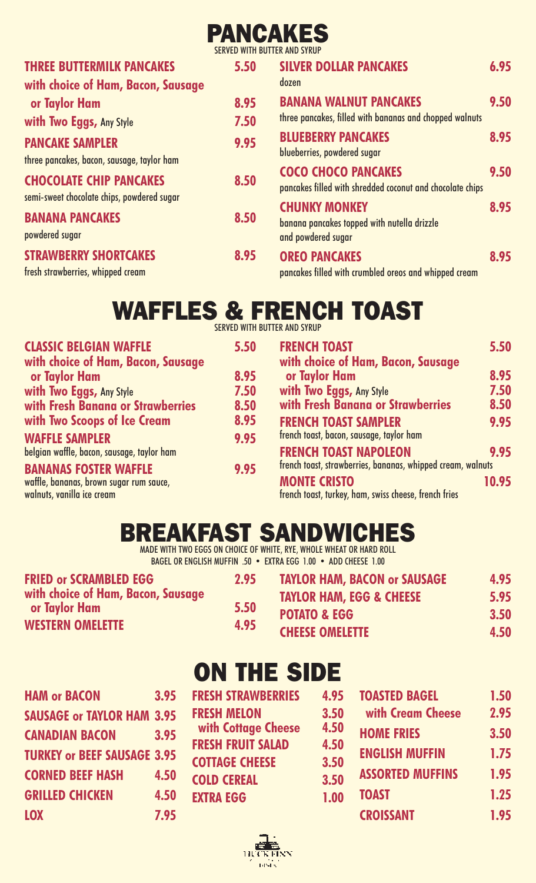# PANCAKES

SERVED WITH BUTTER AND SYRUP

**THREE BUTTERMILK PANCAKES** 5.50

**with choice of Ham, Bacon, Sausage or Taylor Ham** 8.95

**with Two Eggs,** Any Style 7.50

**PANCAKE SAMPLER** 9.95
three pancakes, bacon, sausage, taylor ham

**CHOCOLATE CHIP PANCAKES** 8.50
semi-sweet chocolate chips, powdered sugar

**BANANA PANCAKES** 8.50
powdered sugar

**STRAWBERRY SHORTCAKES** 8.95
fresh strawberries, whipped cream

**SILVER DOLLAR PANCAKES** 6.95
dozen

**BANANA WALNUT PANCAKES** 9.50
three pancakes, filled with bananas and chopped walnuts

**BLUEBERRY PANCAKES** 8.95
blueberries, powdered sugar

**COCO CHOCO PANCAKES** 9.50
pancakes filled with shredded coconut and chocolate chips

**CHUNKY MONKEY** 8.95
banana pancakes topped with nutella drizzle and powdered sugar

**OREO PANCAKES** 8.95
pancakes filled with crumbled oreos and whipped cream

# WAFFLES & FRENCH TOAST

SERVED WITH BUTTER AND SYRUP

**CLASSIC BELGIAN WAFFLE** 5.50

**with choice of Ham, Bacon, Sausage or Taylor Ham** 8.95

**with Two Eggs,** Any Style 7.50

**with Fresh Banana or Strawberries** 8.50

**with Two Scoops of Ice Cream** 8.95

**WAFFLE SAMPLER** 9.95
belgian waffle, bacon, sausage, taylor ham

**BANANAS FOSTER WAFFLE** 9.95
waffle, bananas, brown sugar rum sauce, walnuts, vanilla ice cream

**FRENCH TOAST** 5.50

**with choice of Ham, Bacon, Sausage or Taylor Ham** 8.95

**with Two Eggs,** Any Style 7.50

**with Fresh Banana or Strawberries** 8.50

**FRENCH TOAST SAMPLER** 9.95
french toast, bacon, sausage, taylor ham

**FRENCH TOAST NAPOLEON** 9.95
french toast, strawberries, bananas, whipped cream, walnuts

**MONTE CRISTO** 10.95
french toast, turkey, ham, swiss cheese, french fries

# BREAKFAST SANDWICHES

MADE WITH TWO EGGS ON CHOICE OF WHITE, RYE, WHOLE WHEAT OR HARD ROLL
BAGEL OR ENGLISH MUFFIN .50 • EXTRA EGG 1.00 • ADD CHEESE 1.00

**FRIED or SCRAMBLED EGG** 2.95

**with choice of Ham, Bacon, Sausage or Taylor Ham** 5.50

**WESTERN OMELETTE** 4.95

**TAYLOR HAM, BACON or SAUSAGE** 4.95

**TAYLOR HAM, EGG & CHEESE** 5.95

**POTATO & EGG** 3.50

**CHEESE OMELETTE** 4.50

# ON THE SIDE

**HAM or BACON** 3.95

**SAUSAGE or TAYLOR HAM** 3.95

**CANADIAN BACON** 3.95

**TURKEY or BEEF SAUSAGE** 3.95

**CORNED BEEF HASH** 4.50

**GRILLED CHICKEN** 4.50

**LOX** 7.95

**FRESH STRAWBERRIES** 4.95

**FRESH MELON** 3.50

**with Cottage Cheese** 4.50

**FRESH FRUIT SALAD** 4.50

**COTTAGE CHEESE** 3.50

**COLD CEREAL** 3.50

**EXTRA EGG** 1.00

**TOASTED BAGEL** 1.50

**with Cream Cheese** 2.95

**HOME FRIES** 3.50

**ENGLISH MUFFIN** 1.75

**ASSORTED MUFFINS** 1.95

**TOAST** 1.25

**CROISSANT** 1.95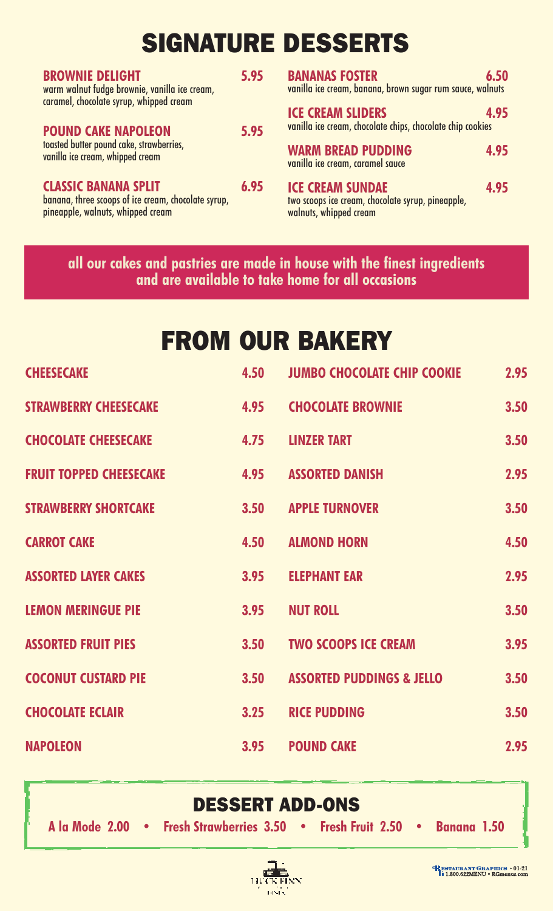# SIGNATURE DESSERTS

**BROWNIE DELIGHT** 5.95
warm walnut fudge brownie, vanilla ice cream, caramel, chocolate syrup, whipped cream

**POUND CAKE NAPOLEON** 5.95
toasted butter pound cake, strawberries, vanilla ice cream, whipped cream

**CLASSIC BANANA SPLIT** 6.95
banana, three scoops of ice cream, chocolate syrup, pineapple, walnuts, whipped cream

**BANANAS FOSTER** 6.50
vanilla ice cream, banana, brown sugar rum sauce, walnuts

**ICE CREAM SLIDERS** 4.95
vanilla ice cream, chocolate chips, chocolate chip cookies

**WARM BREAD PUDDING** 4.95
vanilla ice cream, caramel sauce

**ICE CREAM SUNDAE** 4.95
two scoops ice cream, chocolate syrup, pineapple, walnuts, whipped cream

**all our cakes and pastries are made in house with the finest ingredients and are available to take home for all occasions**

# FROM OUR BAKERY

| | |
|---|---|
| CHEESECAKE | 4.50 |
| STRAWBERRY CHEESECAKE | 4.95 |
| CHOCOLATE CHEESECAKE | 4.75 |
| FRUIT TOPPED CHEESECAKE | 4.95 |
| STRAWBERRY SHORTCAKE | 3.50 |
| CARROT CAKE | 4.50 |
| ASSORTED LAYER CAKES | 3.95 |
| LEMON MERINGUE PIE | 3.95 |
| ASSORTED FRUIT PIES | 3.50 |
| COCONUT CUSTARD PIE | 3.50 |
| CHOCOLATE ECLAIR | 3.25 |
| NAPOLEON | 3.95 |
| JUMBO CHOCOLATE CHIP COOKIE | 2.95 |
| CHOCOLATE BROWNIE | 3.50 |
| LINZER TART | 3.50 |
| ASSORTED DANISH | 2.95 |
| APPLE TURNOVER | 3.50 |
| ALMOND HORN | 4.50 |
| ELEPHANT EAR | 2.95 |
| NUT ROLL | 3.50 |
| TWO SCOOPS ICE CREAM | 3.95 |
| ASSORTED PUDDINGS & JELLO | 3.50 |
| RICE PUDDING | 3.50 |
| POUND CAKE | 2.95 |

## DESSERT ADD-ONS

A la Mode 2.00 • Fresh Strawberries 3.50 • Fresh Fruit 2.50 • Banana 1.50